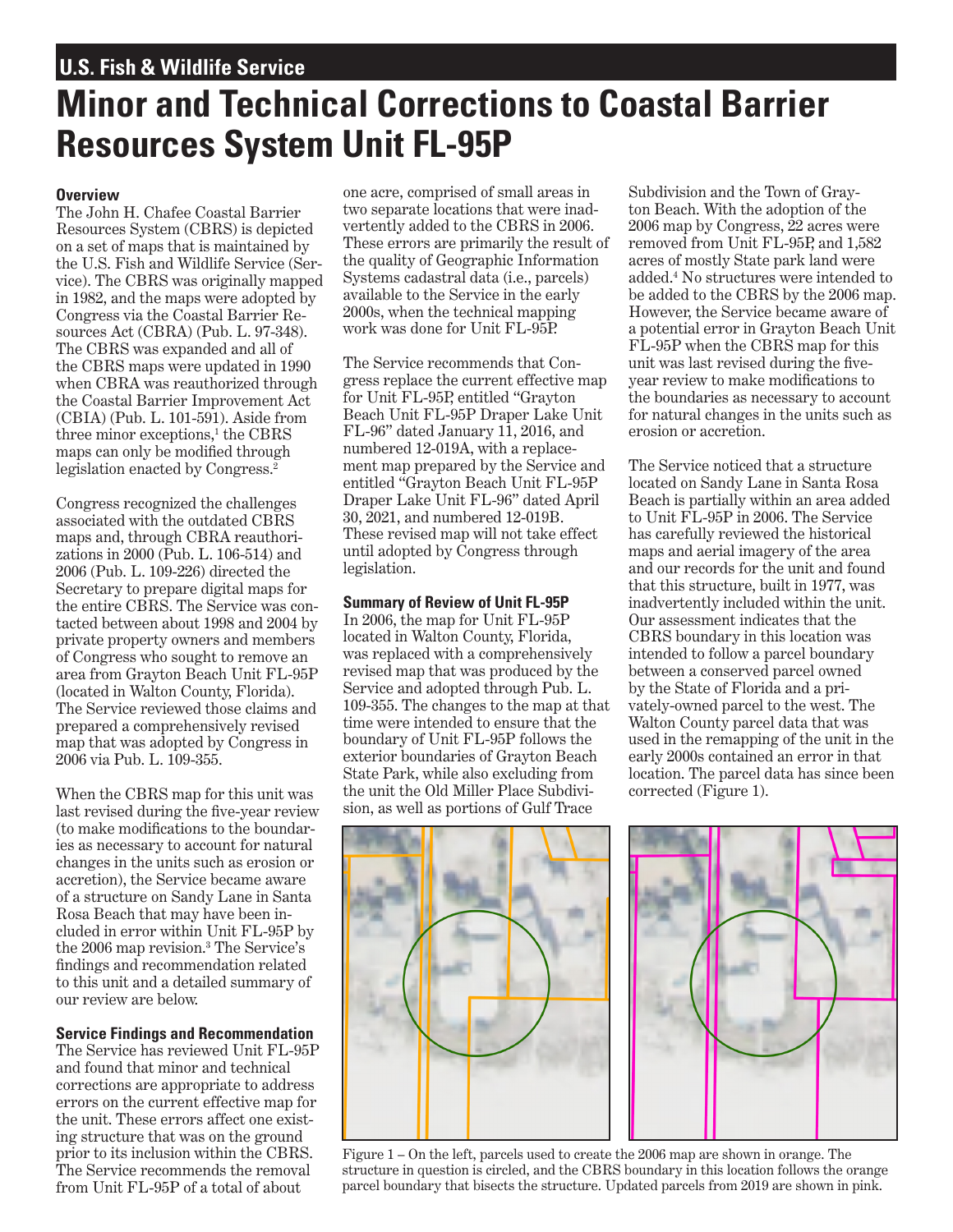U.S. Fish & Wildlife Service

# Minor and Technical Corrections to Coastal Barrier Resources System Unit FL-95P

### Overview

The John H. Chafee Coastal Barrier Resources System (CBRS) is depicted on a set of maps that is maintained by the U.S. Fish and Wildlife Service (Service). The CBRS was originally mapped in 1982, and the maps were adopted by Congress via the Coastal Barrier Resources Act (CBRA) (Pub. L. 97-348). The CBRS was expanded and all of the CBRS maps were updated in 1990 when CBRA was reauthorized through the Coastal Barrier Improvement Act (CBIA) (Pub. L. 101-591). Aside from three minor exceptions,[1] the CBRS maps can only be modified through legislation enacted by Congress.[2]

Congress recognized the challenges associated with the outdated CBRS maps and, through CBRA reauthorizations in 2000 (Pub. L. 106-514) and 2006 (Pub. L. 109-226) directed the Secretary to prepare digital maps for the entire CBRS. The Service was contacted between about 1998 and 2004 by private property owners and members of Congress who sought to remove an area from Grayton Beach Unit FL-95P (located in Walton County, Florida). The Service reviewed those claims and prepared a comprehensively revised map that was adopted by Congress in 2006 via Pub. L. 109-355.

When the CBRS map for this unit was last revised during the five-year review (to make modifications to the boundaries as necessary to account for natural changes in the units such as erosion or accretion), the Service became aware of a structure on Sandy Lane in Santa Rosa Beach that may have been included in error within Unit FL-95P by the 2006 map revision.[3] The Service's findings and recommendation related to this unit and a detailed summary of our review are below.

### Service Findings and Recommendation

The Service has reviewed Unit FL-95P and found that minor and technical corrections are appropriate to address errors on the current effective map for the unit. These errors affect one existing structure that was on the ground prior to its inclusion within the CBRS. The Service recommends the removal from Unit FL-95P of a total of about one acre, comprised of small areas in two separate locations that were inadvertently added to the CBRS in 2006. These errors are primarily the result of the quality of Geographic Information Systems cadastral data (i.e., parcels) available to the Service in the early 2000s, when the technical mapping work was done for Unit FL-95P.

The Service recommends that Congress replace the current effective map for Unit FL-95P, entitled "Grayton Beach Unit FL-95P Draper Lake Unit FL-96" dated January 11, 2016, and numbered 12-019A, with a replacement map prepared by the Service and entitled "Grayton Beach Unit FL-95P Draper Lake Unit FL-96" dated April 30, 2021, and numbered 12-019B. These revised map will not take effect until adopted by Congress through legislation.

### Summary of Review of Unit FL-95P

In 2006, the map for Unit FL-95P located in Walton County, Florida, was replaced with a comprehensively revised map that was produced by the Service and adopted through Pub. L. 109-355. The changes to the map at that time were intended to ensure that the boundary of Unit FL-95P follows the exterior boundaries of Grayton Beach State Park, while also excluding from the unit the Old Miller Place Subdivision, as well as portions of Gulf Trace Subdivision and the Town of Grayton Beach. With the adoption of the 2006 map by Congress, 22 acres were removed from Unit FL-95P, and 1,582 acres of mostly State park land were added.[4] No structures were intended to be added to the CBRS by the 2006 map. However, the Service became aware of a potential error in Grayton Beach Unit FL-95P when the CBRS map for this unit was last revised during the five-year review to make modifications to the boundaries as necessary to account for natural changes in the units such as erosion or accretion.

The Service noticed that a structure located on Sandy Lane in Santa Rosa Beach is partially within an area added to Unit FL-95P in 2006. The Service has carefully reviewed the historical maps and aerial imagery of the area and our records for the unit and found that this structure, built in 1977, was inadvertently included within the unit. Our assessment indicates that the CBRS boundary in this location was intended to follow a parcel boundary between a conserved parcel owned by the State of Florida and a privately-owned parcel to the west. The Walton County parcel data that was used in the remapping of the unit in the early 2000s contained an error in that location. The parcel data has since been corrected (Figure 1).

Figure 1 – On the left, parcels used to create the 2006 map are shown in orange. The structure in question is circled, and the CBRS boundary in this location follows the orange parcel boundary that bisects the structure. Updated parcels from 2019 are shown in pink.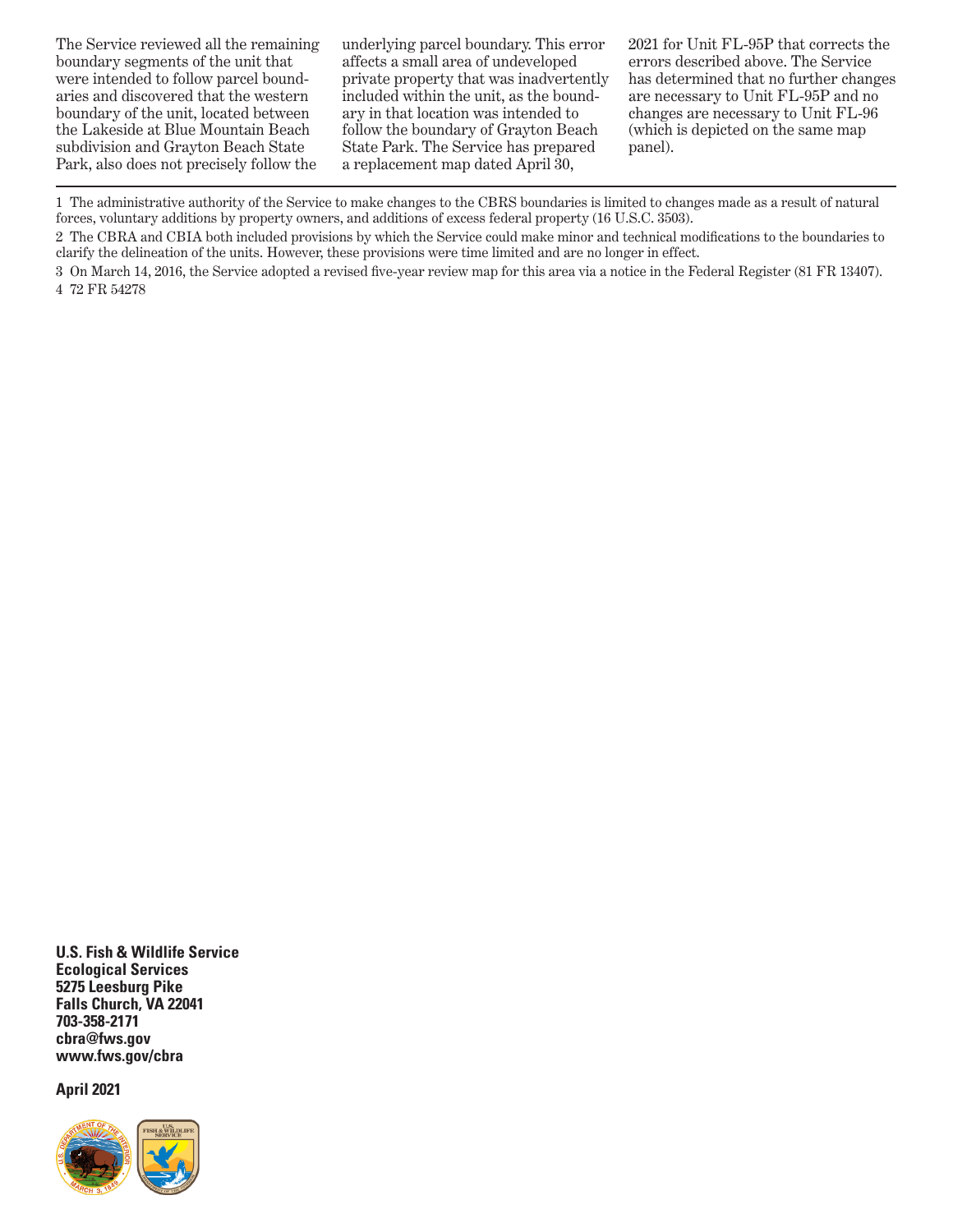The Service reviewed all the remaining boundary segments of the unit that were intended to follow parcel boundaries and discovered that the western boundary of the unit, located between the Lakeside at Blue Mountain Beach subdivision and Grayton Beach State Park, also does not precisely follow the underlying parcel boundary. This error affects a small area of undeveloped private property that was inadvertently included within the unit, as the boundary in that location was intended to follow the boundary of Grayton Beach State Park. The Service has prepared a replacement map dated April 30, 2021 for Unit FL-95P that corrects the errors described above. The Service has determined that no further changes are necessary to Unit FL-95P and no changes are necessary to Unit FL-96 (which is depicted on the same map panel).

---

1 The administrative authority of the Service to make changes to the CBRS boundaries is limited to changes made as a result of natural forces, voluntary additions by property owners, and additions of excess federal property (16 U.S.C. 3503).

2 The CBRA and CBIA both included provisions by which the Service could make minor and technical modifications to the boundaries to clarify the delineation of the units. However, these provisions were time limited and are no longer in effect.

3 On March 14, 2016, the Service adopted a revised five-year review map for this area via a notice in the Federal Register (81 FR 13407).

4 72 FR 54278

**U.S. Fish & Wildlife Service**
**Ecological Services**
**5275 Leesburg Pike**
**Falls Church, VA 22041**
**703-358-2171**
**cbra@fws.gov**
**www.fws.gov/cbra**

**April 2021**